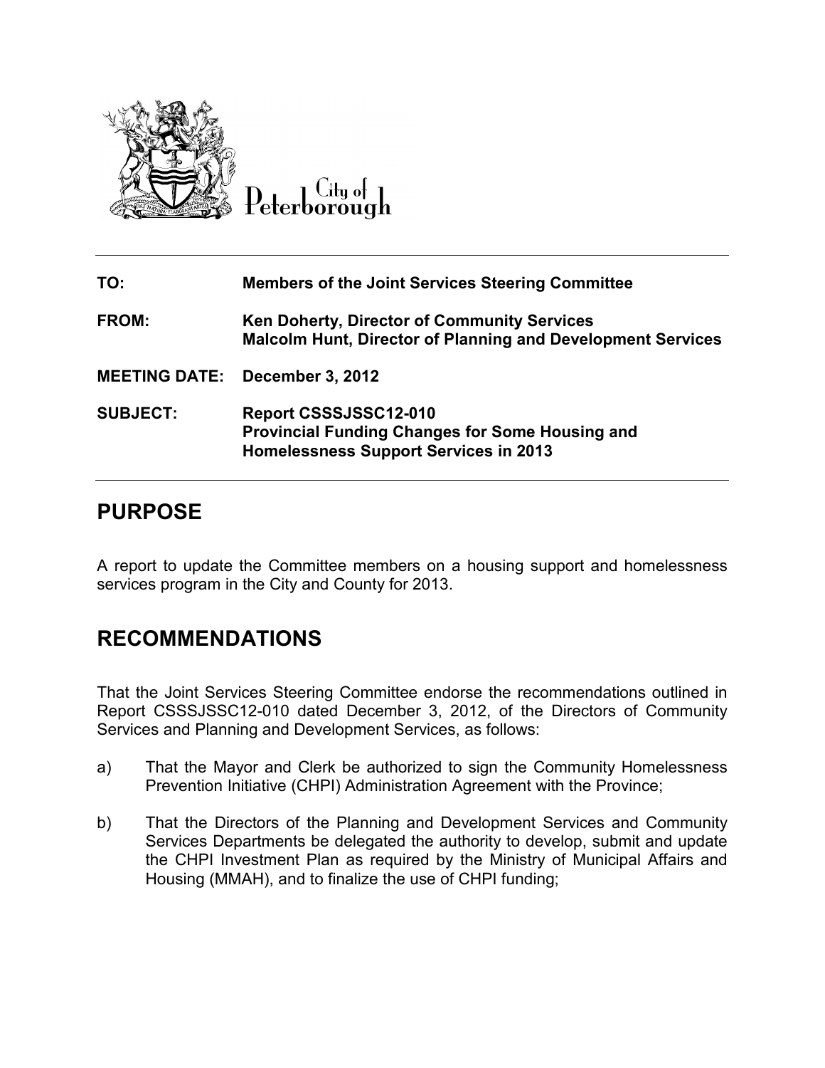City of Peterborough

| | |
|---|---|
| **TO:** | **Members of the Joint Services Steering Committee** |
| **FROM:** | **Ken Doherty, Director of Community Services**<br>**Malcolm Hunt, Director of Planning and Development Services** |
| **MEETING DATE:** | **December 3, 2012** |
| **SUBJECT:** | **Report CSSSJSSC12-010**<br>**Provincial Funding Changes for Some Housing and Homelessness Support Services in 2013** |

## PURPOSE

A report to update the Committee members on a housing support and homelessness services program in the City and County for 2013.

## RECOMMENDATIONS

That the Joint Services Steering Committee endorse the recommendations outlined in Report CSSSJSSC12-010 dated December 3, 2012, of the Directors of Community Services and Planning and Development Services, as follows:

a) That the Mayor and Clerk be authorized to sign the Community Homelessness Prevention Initiative (CHPI) Administration Agreement with the Province;

b) That the Directors of the Planning and Development Services and Community Services Departments be delegated the authority to develop, submit and update the CHPI Investment Plan as required by the Ministry of Municipal Affairs and Housing (MMAH), and to finalize the use of CHPI funding;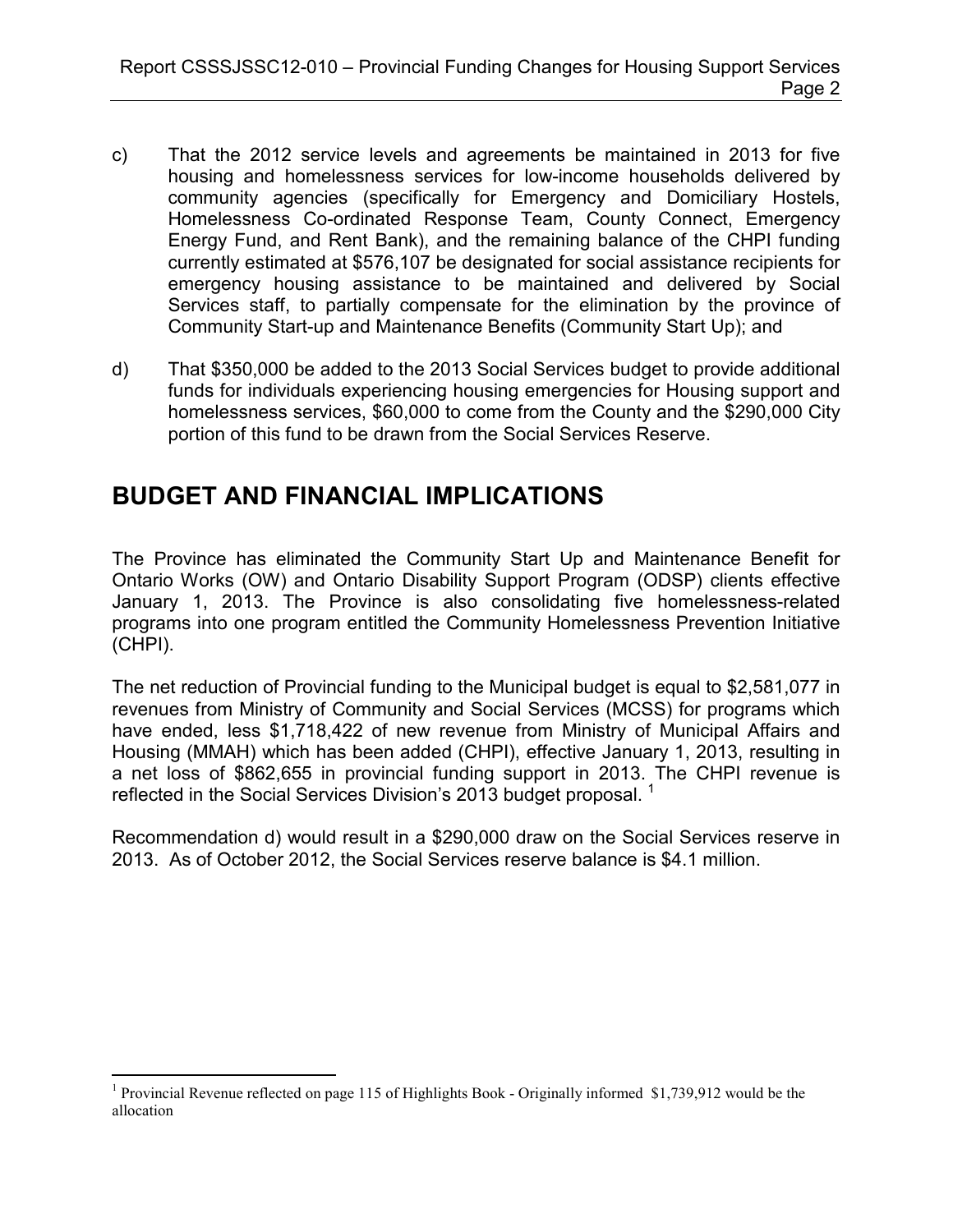c) That the 2012 service levels and agreements be maintained in 2013 for five housing and homelessness services for low-income households delivered by community agencies (specifically for Emergency and Domiciliary Hostels, Homelessness Co-ordinated Response Team, County Connect, Emergency Energy Fund, and Rent Bank), and the remaining balance of the CHPI funding currently estimated at $576,107 be designated for social assistance recipients for emergency housing assistance to be maintained and delivered by Social Services staff, to partially compensate for the elimination by the province of Community Start-up and Maintenance Benefits (Community Start Up); and

d) That $350,000 be added to the 2013 Social Services budget to provide additional funds for individuals experiencing housing emergencies for Housing support and homelessness services, $60,000 to come from the County and the $290,000 City portion of this fund to be drawn from the Social Services Reserve.

# BUDGET AND FINANCIAL IMPLICATIONS

The Province has eliminated the Community Start Up and Maintenance Benefit for Ontario Works (OW) and Ontario Disability Support Program (ODSP) clients effective January 1, 2013. The Province is also consolidating five homelessness-related programs into one program entitled the Community Homelessness Prevention Initiative (CHPI).

The net reduction of Provincial funding to the Municipal budget is equal to $2,581,077 in revenues from Ministry of Community and Social Services (MCSS) for programs which have ended, less $1,718,422 of new revenue from Ministry of Municipal Affairs and Housing (MMAH) which has been added (CHPI), effective January 1, 2013, resulting in a net loss of $862,655 in provincial funding support in 2013. The CHPI revenue is reflected in the Social Services Division's 2013 budget proposal. [1]

Recommendation d) would result in a $290,000 draw on the Social Services reserve in 2013. As of October 2012, the Social Services reserve balance is $4.1 million.

---

[1] Provincial Revenue reflected on page 115 of Highlights Book - Originally informed $1,739,912 would be the allocation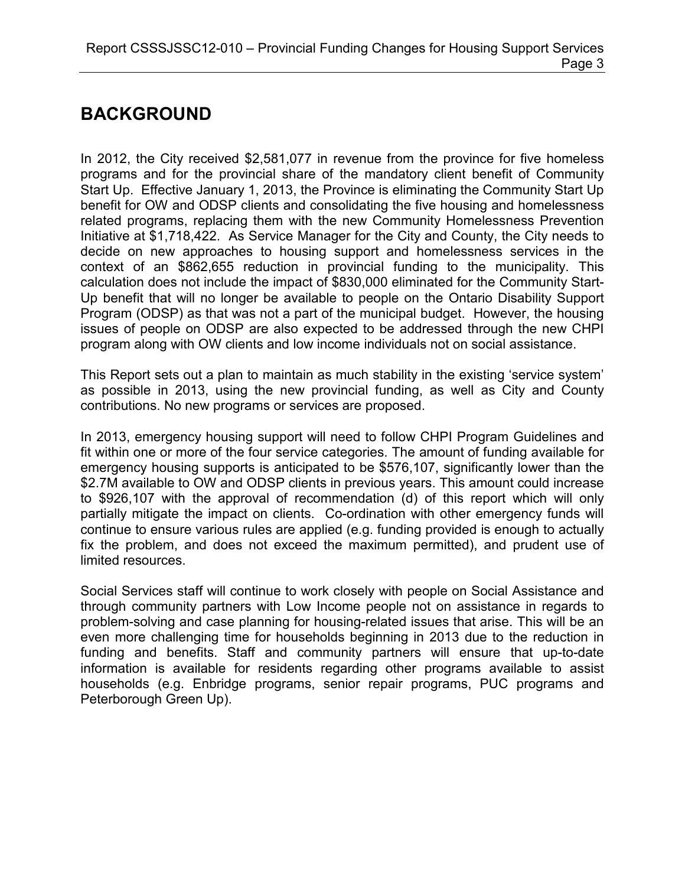# BACKGROUND

In 2012, the City received $2,581,077 in revenue from the province for five homeless programs and for the provincial share of the mandatory client benefit of Community Start Up. Effective January 1, 2013, the Province is eliminating the Community Start Up benefit for OW and ODSP clients and consolidating the five housing and homelessness related programs, replacing them with the new Community Homelessness Prevention Initiative at $1,718,422. As Service Manager for the City and County, the City needs to decide on new approaches to housing support and homelessness services in the context of an $862,655 reduction in provincial funding to the municipality. This calculation does not include the impact of $830,000 eliminated for the Community Start-Up benefit that will no longer be available to people on the Ontario Disability Support Program (ODSP) as that was not a part of the municipal budget. However, the housing issues of people on ODSP are also expected to be addressed through the new CHPI program along with OW clients and low income individuals not on social assistance.

This Report sets out a plan to maintain as much stability in the existing 'service system' as possible in 2013, using the new provincial funding, as well as City and County contributions. No new programs or services are proposed.

In 2013, emergency housing support will need to follow CHPI Program Guidelines and fit within one or more of the four service categories. The amount of funding available for emergency housing supports is anticipated to be $576,107, significantly lower than the $2.7M available to OW and ODSP clients in previous years. This amount could increase to $926,107 with the approval of recommendation (d) of this report which will only partially mitigate the impact on clients. Co-ordination with other emergency funds will continue to ensure various rules are applied (e.g. funding provided is enough to actually fix the problem, and does not exceed the maximum permitted), and prudent use of limited resources.

Social Services staff will continue to work closely with people on Social Assistance and through community partners with Low Income people not on assistance in regards to problem-solving and case planning for housing-related issues that arise. This will be an even more challenging time for households beginning in 2013 due to the reduction in funding and benefits. Staff and community partners will ensure that up-to-date information is available for residents regarding other programs available to assist households (e.g. Enbridge programs, senior repair programs, PUC programs and Peterborough Green Up).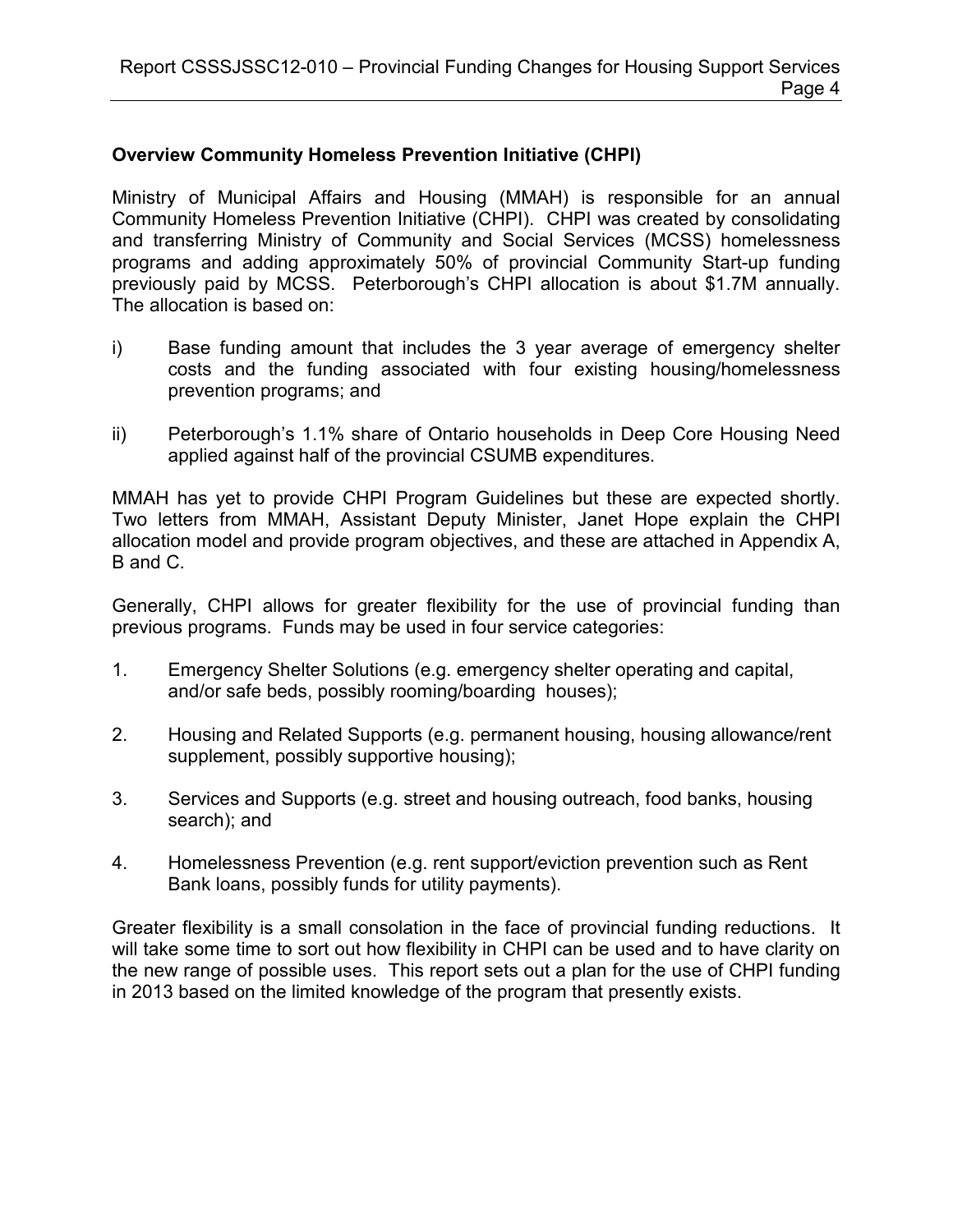## Overview Community Homeless Prevention Initiative (CHPI)

Ministry of Municipal Affairs and Housing (MMAH) is responsible for an annual Community Homeless Prevention Initiative (CHPI). CHPI was created by consolidating and transferring Ministry of Community and Social Services (MCSS) homelessness programs and adding approximately 50% of provincial Community Start-up funding previously paid by MCSS. Peterborough's CHPI allocation is about $1.7M annually. The allocation is based on:

i) Base funding amount that includes the 3 year average of emergency shelter costs and the funding associated with four existing housing/homelessness prevention programs; and

ii) Peterborough's 1.1% share of Ontario households in Deep Core Housing Need applied against half of the provincial CSUMB expenditures.

MMAH has yet to provide CHPI Program Guidelines but these are expected shortly. Two letters from MMAH, Assistant Deputy Minister, Janet Hope explain the CHPI allocation model and provide program objectives, and these are attached in Appendix A, B and C.

Generally, CHPI allows for greater flexibility for the use of provincial funding than previous programs. Funds may be used in four service categories:

1. Emergency Shelter Solutions (e.g. emergency shelter operating and capital, and/or safe beds, possibly rooming/boarding houses);
2. Housing and Related Supports (e.g. permanent housing, housing allowance/rent supplement, possibly supportive housing);
3. Services and Supports (e.g. street and housing outreach, food banks, housing search); and
4. Homelessness Prevention (e.g. rent support/eviction prevention such as Rent Bank loans, possibly funds for utility payments).

Greater flexibility is a small consolation in the face of provincial funding reductions. It will take some time to sort out how flexibility in CHPI can be used and to have clarity on the new range of possible uses. This report sets out a plan for the use of CHPI funding in 2013 based on the limited knowledge of the program that presently exists.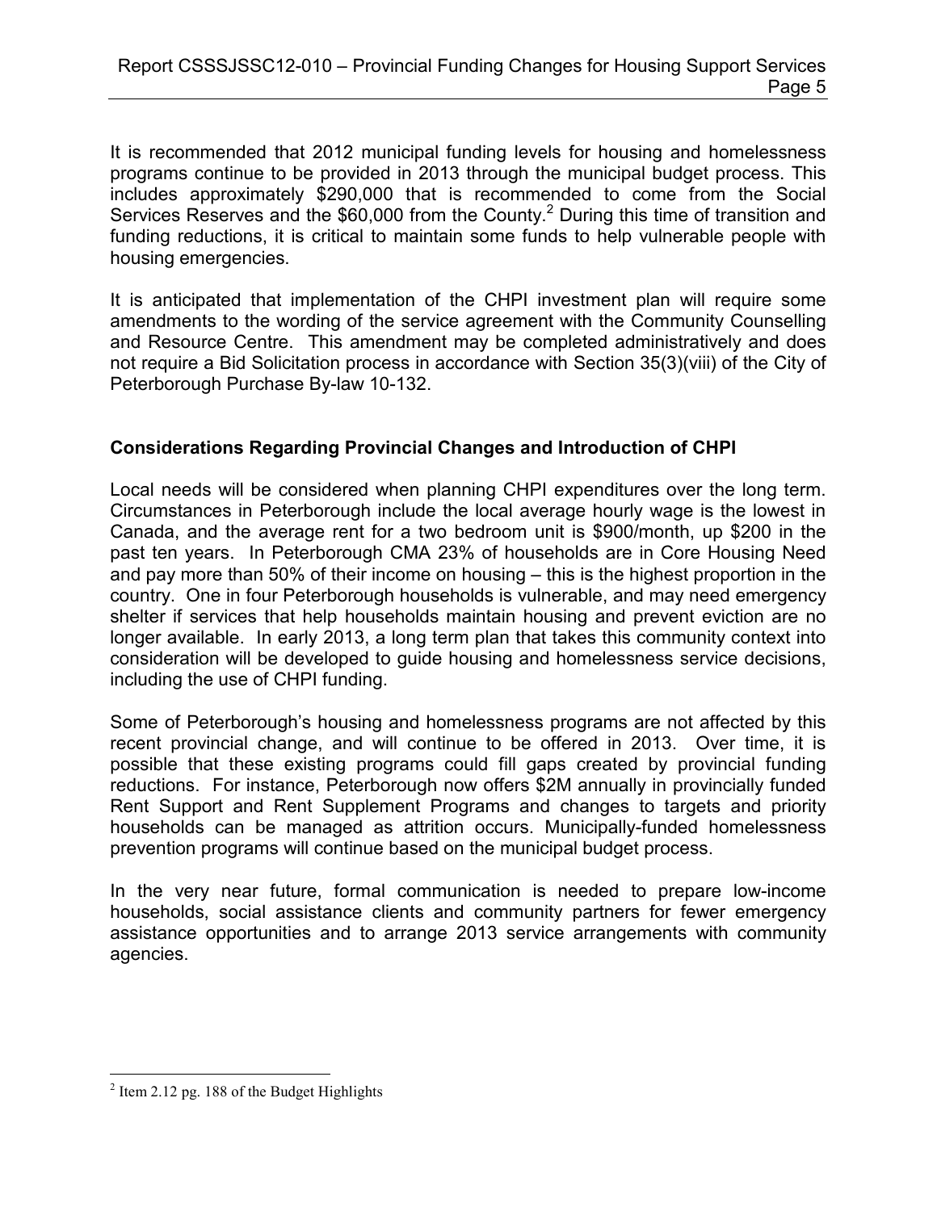It is recommended that 2012 municipal funding levels for housing and homelessness programs continue to be provided in 2013 through the municipal budget process. This includes approximately $290,000 that is recommended to come from the Social Services Reserves and the $60,000 from the County.[2] During this time of transition and funding reductions, it is critical to maintain some funds to help vulnerable people with housing emergencies.

It is anticipated that implementation of the CHPI investment plan will require some amendments to the wording of the service agreement with the Community Counselling and Resource Centre. This amendment may be completed administratively and does not require a Bid Solicitation process in accordance with Section 35(3)(viii) of the City of Peterborough Purchase By-law 10-132.

**Considerations Regarding Provincial Changes and Introduction of CHPI**

Local needs will be considered when planning CHPI expenditures over the long term. Circumstances in Peterborough include the local average hourly wage is the lowest in Canada, and the average rent for a two bedroom unit is $900/month, up $200 in the past ten years. In Peterborough CMA 23% of households are in Core Housing Need and pay more than 50% of their income on housing – this is the highest proportion in the country. One in four Peterborough households is vulnerable, and may need emergency shelter if services that help households maintain housing and prevent eviction are no longer available. In early 2013, a long term plan that takes this community context into consideration will be developed to guide housing and homelessness service decisions, including the use of CHPI funding.

Some of Peterborough's housing and homelessness programs are not affected by this recent provincial change, and will continue to be offered in 2013. Over time, it is possible that these existing programs could fill gaps created by provincial funding reductions. For instance, Peterborough now offers $2M annually in provincially funded Rent Support and Rent Supplement Programs and changes to targets and priority households can be managed as attrition occurs. Municipally-funded homelessness prevention programs will continue based on the municipal budget process.

In the very near future, formal communication is needed to prepare low-income households, social assistance clients and community partners for fewer emergency assistance opportunities and to arrange 2013 service arrangements with community agencies.

---

[2] Item 2.12 pg. 188 of the Budget Highlights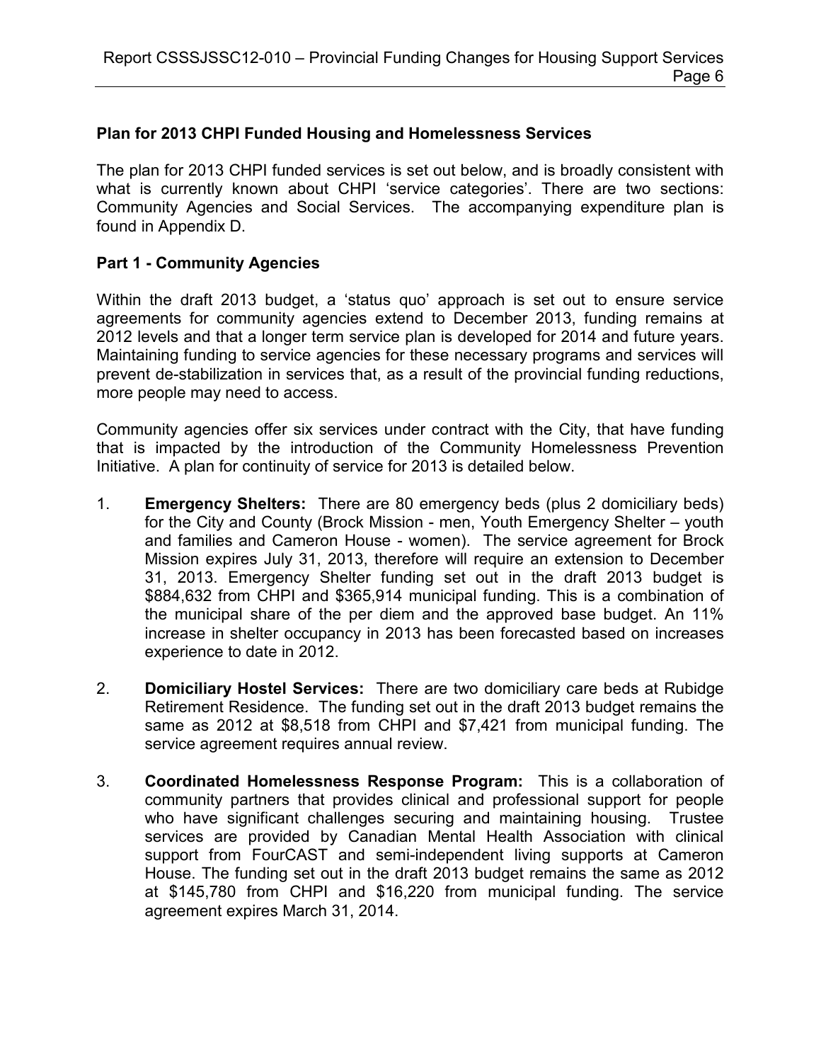### Plan for 2013 CHPI Funded Housing and Homelessness Services

The plan for 2013 CHPI funded services is set out below, and is broadly consistent with what is currently known about CHPI 'service categories'. There are two sections: Community Agencies and Social Services. The accompanying expenditure plan is found in Appendix D.

### Part 1 - Community Agencies

Within the draft 2013 budget, a 'status quo' approach is set out to ensure service agreements for community agencies extend to December 2013, funding remains at 2012 levels and that a longer term service plan is developed for 2014 and future years. Maintaining funding to service agencies for these necessary programs and services will prevent de-stabilization in services that, as a result of the provincial funding reductions, more people may need to access.

Community agencies offer six services under contract with the City, that have funding that is impacted by the introduction of the Community Homelessness Prevention Initiative. A plan for continuity of service for 2013 is detailed below.

1. **Emergency Shelters:** There are 80 emergency beds (plus 2 domiciliary beds) for the City and County (Brock Mission - men, Youth Emergency Shelter – youth and families and Cameron House - women). The service agreement for Brock Mission expires July 31, 2013, therefore will require an extension to December 31, 2013. Emergency Shelter funding set out in the draft 2013 budget is \$884,632 from CHPI and \$365,914 municipal funding. This is a combination of the municipal share of the per diem and the approved base budget. An 11% increase in shelter occupancy in 2013 has been forecasted based on increases experience to date in 2012.

2. **Domiciliary Hostel Services:** There are two domiciliary care beds at Rubidge Retirement Residence. The funding set out in the draft 2013 budget remains the same as 2012 at \$8,518 from CHPI and \$7,421 from municipal funding. The service agreement requires annual review.

3. **Coordinated Homelessness Response Program:** This is a collaboration of community partners that provides clinical and professional support for people who have significant challenges securing and maintaining housing. Trustee services are provided by Canadian Mental Health Association with clinical support from FourCAST and semi-independent living supports at Cameron House. The funding set out in the draft 2013 budget remains the same as 2012 at \$145,780 from CHPI and \$16,220 from municipal funding. The service agreement expires March 31, 2014.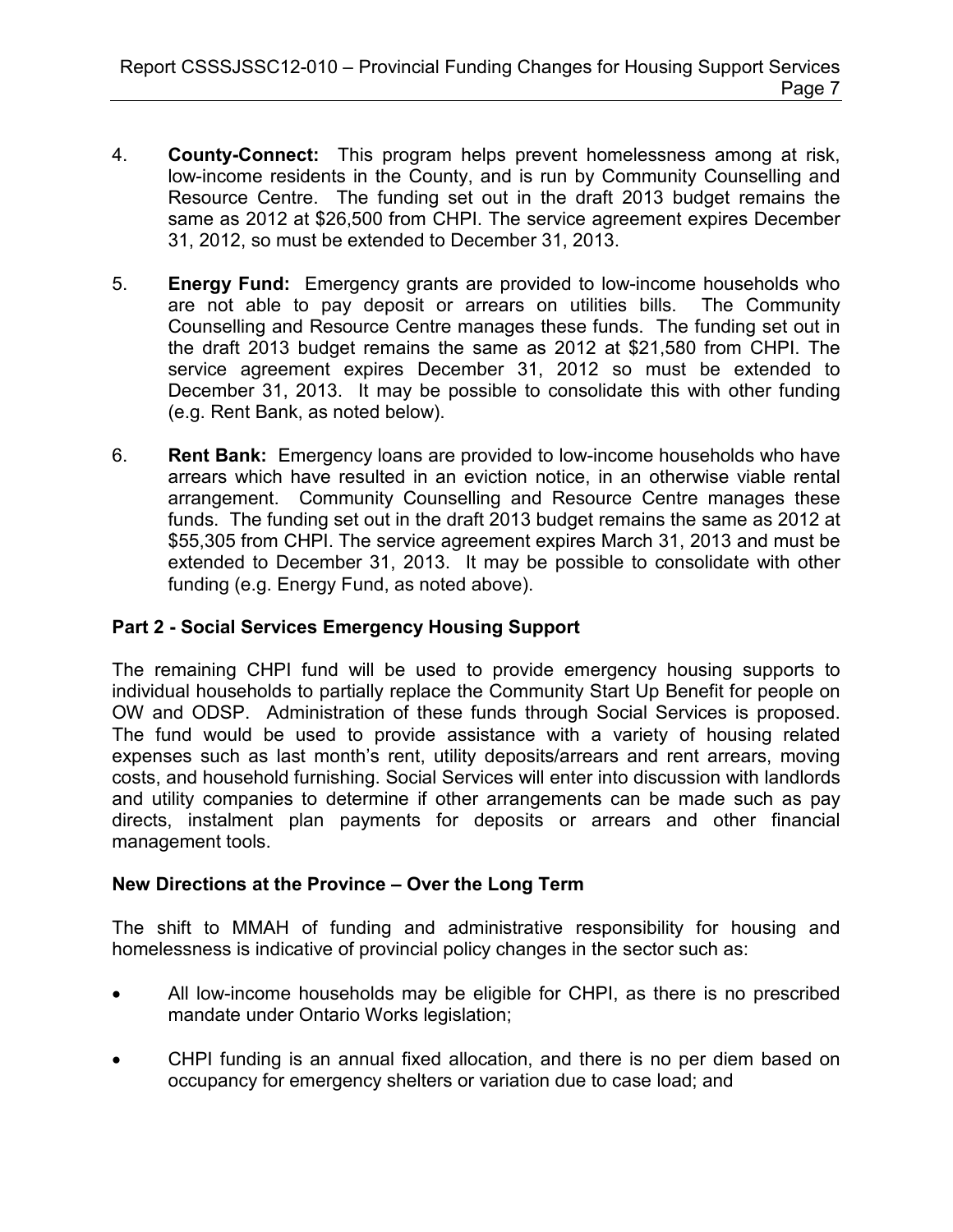4. **County-Connect:** This program helps prevent homelessness among at risk, low-income residents in the County, and is run by Community Counselling and Resource Centre. The funding set out in the draft 2013 budget remains the same as 2012 at $26,500 from CHPI. The service agreement expires December 31, 2012, so must be extended to December 31, 2013.

5. **Energy Fund:** Emergency grants are provided to low-income households who are not able to pay deposit or arrears on utilities bills. The Community Counselling and Resource Centre manages these funds. The funding set out in the draft 2013 budget remains the same as 2012 at $21,580 from CHPI. The service agreement expires December 31, 2012 so must be extended to December 31, 2013. It may be possible to consolidate this with other funding (e.g. Rent Bank, as noted below).

6. **Rent Bank:** Emergency loans are provided to low-income households who have arrears which have resulted in an eviction notice, in an otherwise viable rental arrangement. Community Counselling and Resource Centre manages these funds. The funding set out in the draft 2013 budget remains the same as 2012 at $55,305 from CHPI. The service agreement expires March 31, 2013 and must be extended to December 31, 2013. It may be possible to consolidate with other funding (e.g. Energy Fund, as noted above).

### Part 2 - Social Services Emergency Housing Support

The remaining CHPI fund will be used to provide emergency housing supports to individual households to partially replace the Community Start Up Benefit for people on OW and ODSP. Administration of these funds through Social Services is proposed. The fund would be used to provide assistance with a variety of housing related expenses such as last month's rent, utility deposits/arrears and rent arrears, moving costs, and household furnishing. Social Services will enter into discussion with landlords and utility companies to determine if other arrangements can be made such as pay directs, instalment plan payments for deposits or arrears and other financial management tools.

### New Directions at the Province – Over the Long Term

The shift to MMAH of funding and administrative responsibility for housing and homelessness is indicative of provincial policy changes in the sector such as:

- All low-income households may be eligible for CHPI, as there is no prescribed mandate under Ontario Works legislation;
- CHPI funding is an annual fixed allocation, and there is no per diem based on occupancy for emergency shelters or variation due to case load; and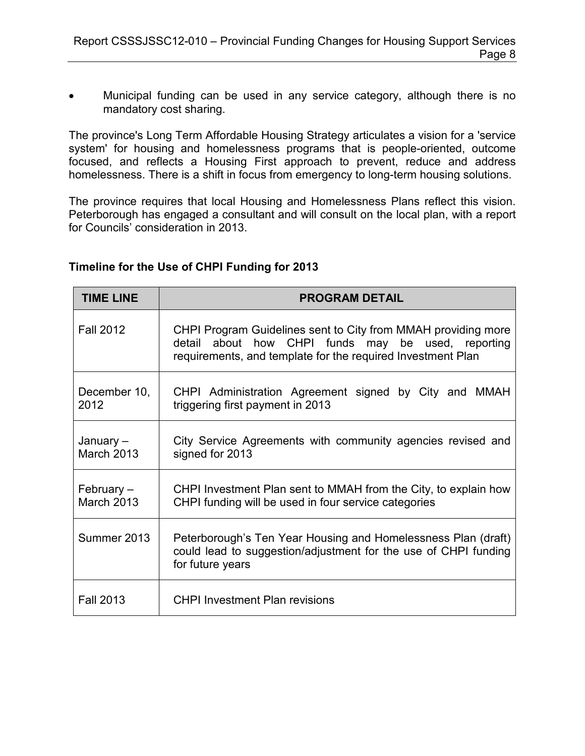- Municipal funding can be used in any service category, although there is no mandatory cost sharing.

The province's Long Term Affordable Housing Strategy articulates a vision for a 'service system' for housing and homelessness programs that is people-oriented, outcome focused, and reflects a Housing First approach to prevent, reduce and address homelessness. There is a shift in focus from emergency to long-term housing solutions.

The province requires that local Housing and Homelessness Plans reflect this vision. Peterborough has engaged a consultant and will consult on the local plan, with a report for Councils' consideration in 2013.

**Timeline for the Use of CHPI Funding for 2013**

| TIME LINE | PROGRAM DETAIL |
|---|---|
| Fall 2012 | CHPI Program Guidelines sent to City from MMAH providing more detail about how CHPI funds may be used, reporting requirements, and template for the required Investment Plan |
| December 10, 2012 | CHPI Administration Agreement signed by City and MMAH triggering first payment in 2013 |
| January – March 2013 | City Service Agreements with community agencies revised and signed for 2013 |
| February – March 2013 | CHPI Investment Plan sent to MMAH from the City, to explain how CHPI funding will be used in four service categories |
| Summer 2013 | Peterborough's Ten Year Housing and Homelessness Plan (draft) could lead to suggestion/adjustment for the use of CHPI funding for future years |
| Fall 2013 | CHPI Investment Plan revisions |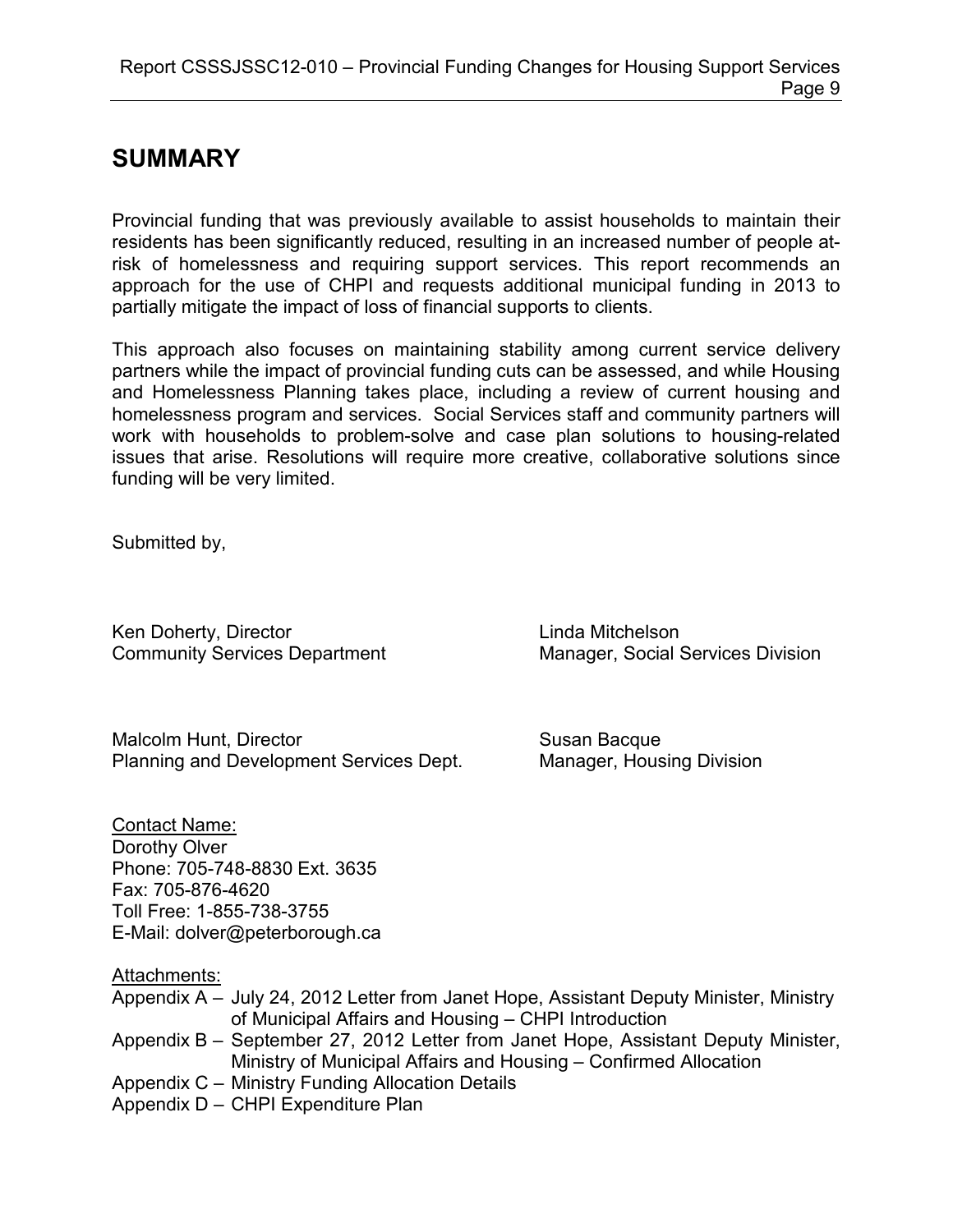# SUMMARY

Provincial funding that was previously available to assist households to maintain their residents has been significantly reduced, resulting in an increased number of people at-risk of homelessness and requiring support services. This report recommends an approach for the use of CHPI and requests additional municipal funding in 2013 to partially mitigate the impact of loss of financial supports to clients.

This approach also focuses on maintaining stability among current service delivery partners while the impact of provincial funding cuts can be assessed, and while Housing and Homelessness Planning takes place, including a review of current housing and homelessness program and services. Social Services staff and community partners will work with households to problem-solve and case plan solutions to housing-related issues that arise. Resolutions will require more creative, collaborative solutions since funding will be very limited.

Submitted by,

Ken Doherty, Director
Community Services Department

Linda Mitchelson
Manager, Social Services Division

Malcolm Hunt, Director
Planning and Development Services Dept.

Susan Bacque
Manager, Housing Division

Contact Name:
Dorothy Olver
Phone: 705-748-8830 Ext. 3635
Fax: 705-876-4620
Toll Free: 1-855-738-3755
E-Mail: dolver@peterborough.ca

Attachments:
Appendix A – July 24, 2012 Letter from Janet Hope, Assistant Deputy Minister, Ministry of Municipal Affairs and Housing – CHPI Introduction
Appendix B – September 27, 2012 Letter from Janet Hope, Assistant Deputy Minister, Ministry of Municipal Affairs and Housing – Confirmed Allocation
Appendix C – Ministry Funding Allocation Details
Appendix D – CHPI Expenditure Plan